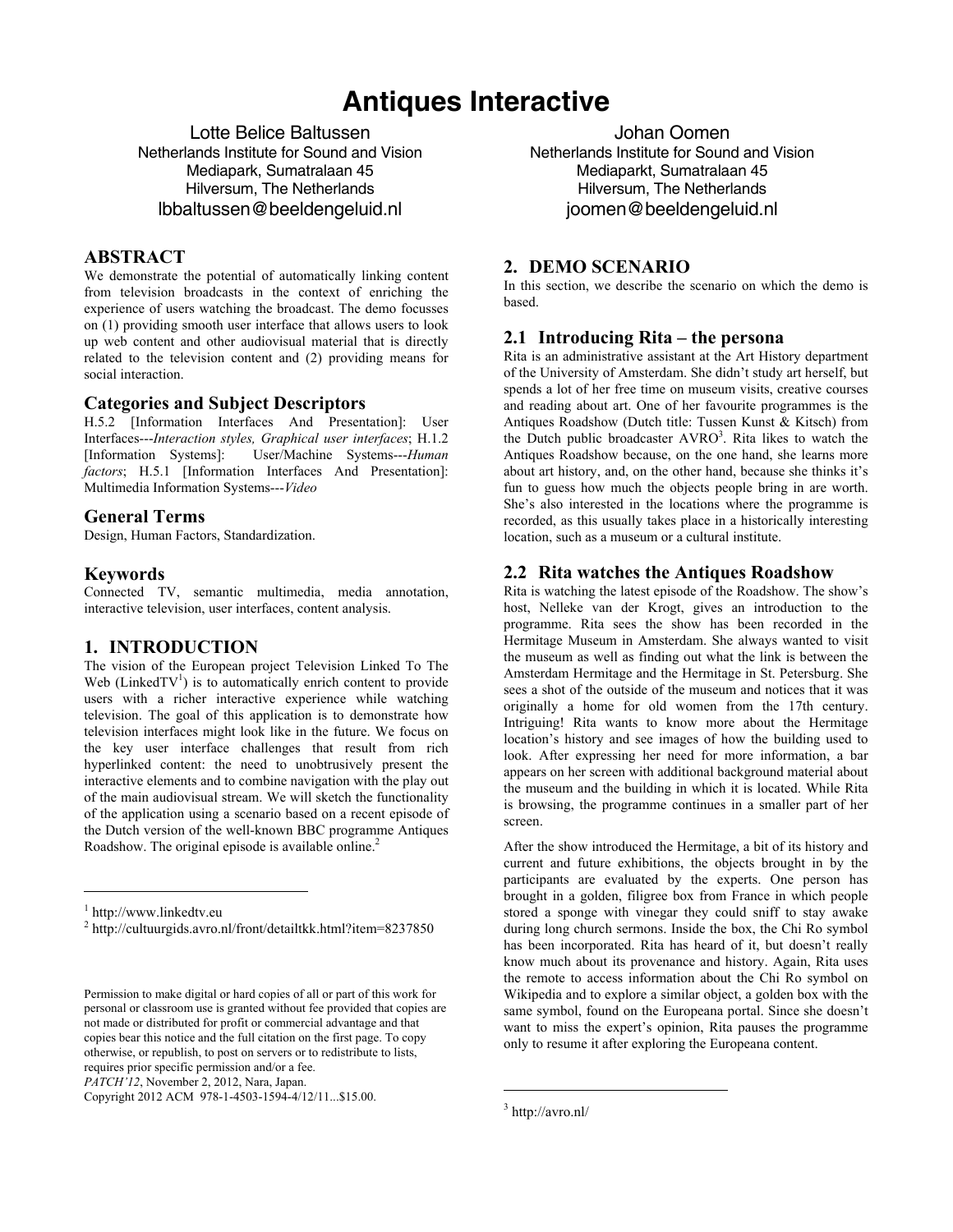# Antiques Interactive

Lotte Belice Baltussen
Netherlands Institute for Sound and Vision
Mediapark, Sumatralaan 45
Hilversum, The Netherlands
lbbaltussen@beeldengeluid.nl

Johan Oomen
Netherlands Institute for Sound and Vision
Mediaparkt, Sumatralaan 45
Hilversum, The Netherlands
joomen@beeldengeluid.nl

## ABSTRACT

We demonstrate the potential of automatically linking content from television broadcasts in the context of enriching the experience of users watching the broadcast. The demo focusses on (1) providing smooth user interface that allows users to look up web content and other audiovisual material that is directly related to the television content and (2) providing means for social interaction.

## Categories and Subject Descriptors

H.5.2 [Information Interfaces And Presentation]: User Interfaces---*Interaction styles, Graphical user interfaces*; H.1.2 [Information Systems]: User/Machine Systems---*Human factors*; H.5.1 [Information Interfaces And Presentation]: Multimedia Information Systems---*Video*

## General Terms

Design, Human Factors, Standardization.

## Keywords

Connected TV, semantic multimedia, media annotation, interactive television, user interfaces, content analysis.

## 1. INTRODUCTION

The vision of the European project Television Linked To The Web (LinkedTV[1]) is to automatically enrich content to provide users with a richer interactive experience while watching television. The goal of this application is to demonstrate how television interfaces might look like in the future. We focus on the key user interface challenges that result from rich hyperlinked content: the need to unobtrusively present the interactive elements and to combine navigation with the play out of the main audiovisual stream. We will sketch the functionality of the application using a scenario based on a recent episode of the Dutch version of the well-known BBC programme Antiques Roadshow. The original episode is available online.[2]

[1] http://www.linkedtv.eu

[2] http://cultuurgids.avro.nl/front/detailtkk.html?item=8237850

Permission to make digital or hard copies of all or part of this work for personal or classroom use is granted without fee provided that copies are not made or distributed for profit or commercial advantage and that copies bear this notice and the full citation on the first page. To copy otherwise, or republish, to post on servers or to redistribute to lists, requires prior specific permission and/or a fee.
*PATCH'12*, November 2, 2012, Nara, Japan.
Copyright 2012 ACM 978-1-4503-1594-4/12/11...$15.00.

## 2. DEMO SCENARIO

In this section, we describe the scenario on which the demo is based.

### 2.1 Introducing Rita – the persona

Rita is an administrative assistant at the Art History department of the University of Amsterdam. She didn't study art herself, but spends a lot of her free time on museum visits, creative courses and reading about art. One of her favourite programmes is the Antiques Roadshow (Dutch title: Tussen Kunst & Kitsch) from the Dutch public broadcaster AVRO[3]. Rita likes to watch the Antiques Roadshow because, on the one hand, she learns more about art history, and, on the other hand, because she thinks it's fun to guess how much the objects people bring in are worth. She's also interested in the locations where the programme is recorded, as this usually takes place in a historically interesting location, such as a museum or a cultural institute.

### 2.2 Rita watches the Antiques Roadshow

Rita is watching the latest episode of the Roadshow. The show's host, Nelleke van der Krogt, gives an introduction to the programme. Rita sees the show has been recorded in the Hermitage Museum in Amsterdam. She always wanted to visit the museum as well as finding out what the link is between the Amsterdam Hermitage and the Hermitage in St. Petersburg. She sees a shot of the outside of the museum and notices that it was originally a home for old women from the 17th century. Intriguing! Rita wants to know more about the Hermitage location's history and see images of how the building used to look. After expressing her need for more information, a bar appears on her screen with additional background material about the museum and the building in which it is located. While Rita is browsing, the programme continues in a smaller part of her screen.

After the show introduced the Hermitage, a bit of its history and current and future exhibitions, the objects brought in by the participants are evaluated by the experts. One person has brought in a golden, filigree box from France in which people stored a sponge with vinegar they could sniff to stay awake during long church sermons. Inside the box, the Chi Ro symbol has been incorporated. Rita has heard of it, but doesn't really know much about its provenance and history. Again, Rita uses the remote to access information about the Chi Ro symbol on Wikipedia and to explore a similar object, a golden box with the same symbol, found on the Europeana portal. Since she doesn't want to miss the expert's opinion, Rita pauses the programme only to resume it after exploring the Europeana content.

[3] http://avro.nl/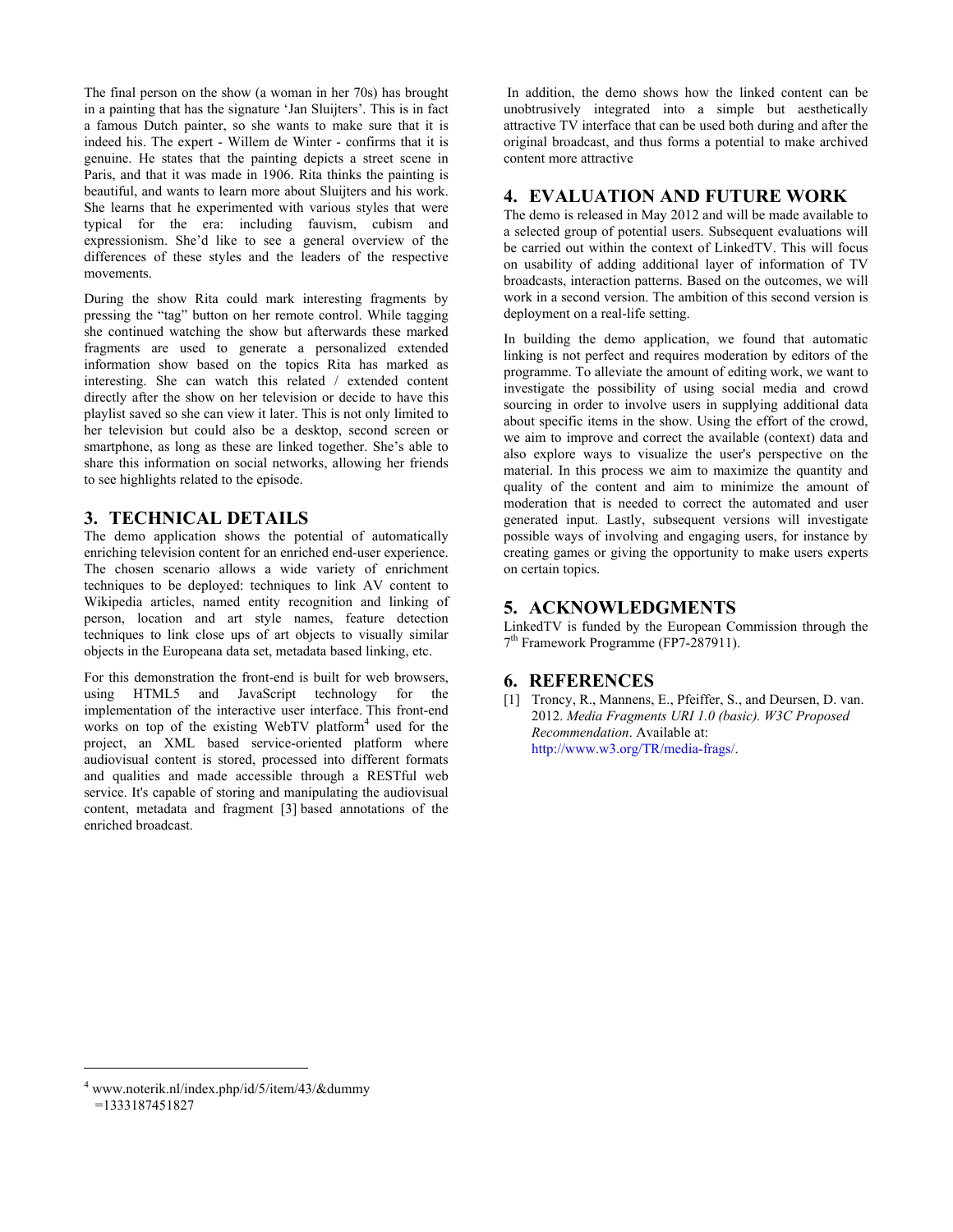The final person on the show (a woman in her 70s) has brought in a painting that has the signature 'Jan Sluijters'. This is in fact a famous Dutch painter, so she wants to make sure that it is indeed his. The expert - Willem de Winter - confirms that it is genuine. He states that the painting depicts a street scene in Paris, and that it was made in 1906. Rita thinks the painting is beautiful, and wants to learn more about Sluijters and his work. She learns that he experimented with various styles that were typical for the era: including fauvism, cubism and expressionism. She'd like to see a general overview of the differences of these styles and the leaders of the respective movements.

During the show Rita could mark interesting fragments by pressing the "tag" button on her remote control. While tagging she continued watching the show but afterwards these marked fragments are used to generate a personalized extended information show based on the topics Rita has marked as interesting. She can watch this related / extended content directly after the show on her television or decide to have this playlist saved so she can view it later. This is not only limited to her television but could also be a desktop, second screen or smartphone, as long as these are linked together. She's able to share this information on social networks, allowing her friends to see highlights related to the episode.

## 3. TECHNICAL DETAILS

The demo application shows the potential of automatically enriching television content for an enriched end-user experience. The chosen scenario allows a wide variety of enrichment techniques to be deployed: techniques to link AV content to Wikipedia articles, named entity recognition and linking of person, location and art style names, feature detection techniques to link close ups of art objects to visually similar objects in the Europeana data set, metadata based linking, etc.

For this demonstration the front-end is built for web browsers, using HTML5 and JavaScript technology for the implementation of the interactive user interface. This front-end works on top of the existing WebTV platform[4] used for the project, an XML based service-oriented platform where audiovisual content is stored, processed into different formats and qualities and made accessible through a RESTful web service. It's capable of storing and manipulating the audiovisual content, metadata and fragment [3] based annotations of the enriched broadcast.

In addition, the demo shows how the linked content can be unobtrusively integrated into a simple but aesthetically attractive TV interface that can be used both during and after the original broadcast, and thus forms a potential to make archived content more attractive

## 4. EVALUATION AND FUTURE WORK

The demo is released in May 2012 and will be made available to a selected group of potential users. Subsequent evaluations will be carried out within the context of LinkedTV. This will focus on usability of adding additional layer of information of TV broadcasts, interaction patterns. Based on the outcomes, we will work in a second version. The ambition of this second version is deployment on a real-life setting.

In building the demo application, we found that automatic linking is not perfect and requires moderation by editors of the programme. To alleviate the amount of editing work, we want to investigate the possibility of using social media and crowd sourcing in order to involve users in supplying additional data about specific items in the show. Using the effort of the crowd, we aim to improve and correct the available (context) data and also explore ways to visualize the user's perspective on the material. In this process we aim to maximize the quantity and quality of the content and aim to minimize the amount of moderation that is needed to correct the automated and user generated input. Lastly, subsequent versions will investigate possible ways of involving and engaging users, for instance by creating games or giving the opportunity to make users experts on certain topics.

## 5. ACKNOWLEDGMENTS

LinkedTV is funded by the European Commission through the 7th Framework Programme (FP7-287911).

## 6. REFERENCES

[1] Troncy, R., Mannens, E., Pfeiffer, S., and Deursen, D. van. 2012. *Media Fragments URI 1.0 (basic). W3C Proposed Recommendation*. Available at: http://www.w3.org/TR/media-frags/.

[4] www.noterik.nl/index.php/id/5/item/43/&dummy =1333187451827